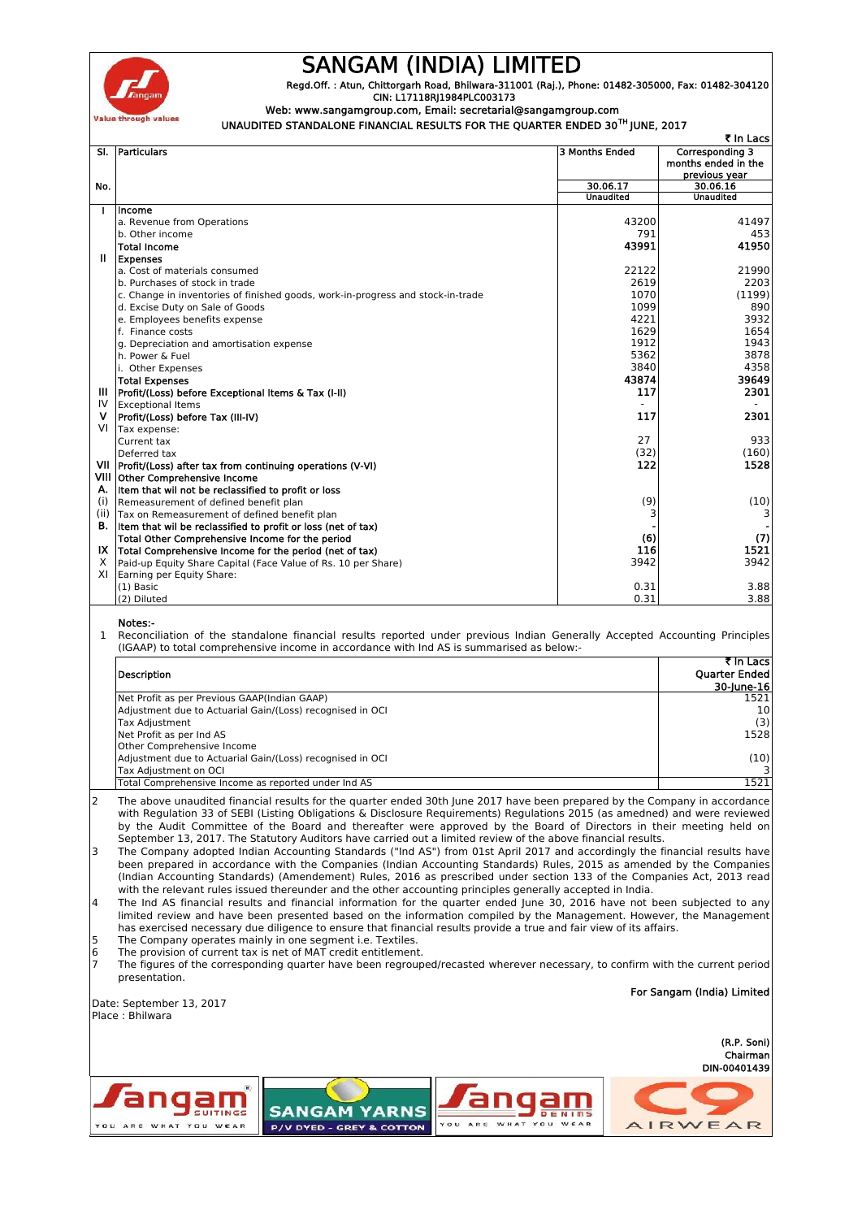# SANGAM (INDIA) LIMITED

Regd.Off. : Atun, Chittorgarh Road, Bhilwara-311001 (Raj.), Phone: 01482-305000, Fax: 01482-304120
CIN: L17118RJ1984PLC003173
Web: www.sangamgroup.com, Email: secretarial@sangamgroup.com

**UNAUDITED STANDALONE FINANCIAL RESULTS FOR THE QUARTER ENDED 30TH JUNE, 2017**

₹ In Lacs

| Sl. No. | Particulars | 3 Months Ended 30.06.17 Unaudited | Corresponding 3 months ended in the previous year 30.06.16 Unaudited |
|---|---|---|---|
| I | **Income** | | |
| | a. Revenue from Operations | 43200 | 41497 |
| | b. Other income | 791 | 453 |
| | **Total Income** | **43991** | **41950** |
| II | **Expenses** | | |
| | a. Cost of materials consumed | 22122 | 21990 |
| | b. Purchases of stock in trade | 2619 | 2203 |
| | c. Change in inventories of finished goods, work-in-progress and stock-in-trade | 1070 | (1199) |
| | d. Excise Duty on Sale of Goods | 1099 | 890 |
| | e. Employees benefits expense | 4221 | 3932 |
| | f. Finance costs | 1629 | 1654 |
| | g. Depreciation and amortisation expense | 1912 | 1943 |
| | h. Power & Fuel | 5362 | 3878 |
| | i. Other Expenses | 3840 | 4358 |
| | **Total Expenses** | **43874** | **39649** |
| III | **Profit/(Loss) before Exceptional Items & Tax (I-II)** | **117** | **2301** |
| IV | Exceptional Items | - | - |
| V | **Profit/(Loss) before Tax (III-IV)** | **117** | **2301** |
| VI | Tax expense: | | |
| | Current tax | 27 | 933 |
| | Deferred tax | (32) | (160) |
| VII | **Profit/(Loss) after tax from continuing operations (V-VI)** | **122** | **1528** |
| VIII | **Other Comprehensive Income** | | |
| A. | **Item that wil not be reclassified to profit or loss** | | |
| (i) | Remeasurement of defined benefit plan | (9) | (10) |
| (ii) | Tax on Remeasurement of defined benefit plan | 3 | 3 |
| B. | **Item that wil be reclassified to profit or loss (net of tax)** | - | - |
| | **Total Other Comprehensive Income for the period** | **(6)** | **(7)** |
| IX | **Total Comprehensive Income for the period (net of tax)** | **116** | **1521** |
| X | Paid-up Equity Share Capital (Face Value of Rs. 10 per Share) | 3942 | 3942 |
| XI | Earning per Equity Share: | | |
| | (1) Basic | 0.31 | 3.88 |
| | (2) Diluted | 0.31 | 3.88 |

**Notes:-**

1. Reconciliation of the standalone financial results reported under previous Indian Generally Accepted Accounting Principles (IGAAP) to total comprehensive income in accordance with Ind AS is summarised as below:-

| Description | ₹ In Lacs Quarter Ended 30-June-16 |
|---|---|
| Net Profit as per Previous GAAP(Indian GAAP) | 1521 |
| Adjustment due to Actuarial Gain/(Loss) recognised in OCI | 10 |
| Tax Adjustment | (3) |
| Net Profit as per Ind AS | 1528 |
| Other Comprehensive Income | |
| Adjustment due to Actuarial Gain/(Loss) recognised in OCI | (10) |
| Tax Adjustment on OCI | 3 |
| Total Comprehensive Income as reported under Ind AS | 1521 |

2. The above unaudited financial results for the quarter ended 30th June 2017 have been prepared by the Company in accordance with Regulation 33 of SEBI (Listing Obligations & Disclosure Requirements) Regulations 2015 (as amedned) and were reviewed by the Audit Committee of the Board and thereafter were approved by the Board of Directors in their meeting held on September 13, 2017. The Statutory Auditors have carried out a limited review of the above financial results.
3. The Company adopted Indian Accounting Standards ("Ind AS") from 01st April 2017 and accordingly the financial results have been prepared in accordance with the Companies (Indian Accounting Standards) Rules, 2015 as amended by the Companies (Indian Accounting Standards) (Amendement) Rules, 2016 as prescribed under section 133 of the Companies Act, 2013 read with the relevant rules issued thereunder and the other accounting principles generally accepted in India.
4. The Ind AS financial results and financial information for the quarter ended June 30, 2016 have not been subjected to any limited review and have been presented based on the information compiled by the Management. However, the Management has exercised necessary due diligence to ensure that financial results provide a true and fair view of its affairs.
5. The Company operates mainly in one segment i.e. Textiles.
6. The provision of current tax is net of MAT credit entitlement.
7. The figures of the corresponding quarter have been regrouped/recasted wherever necessary, to confirm with the current period presentation.

Date: September 13, 2017
Place : Bhilwara

**For Sangam (India) Limited**

**(R.P. Soni)**
**Chairman**
**DIN-00401439**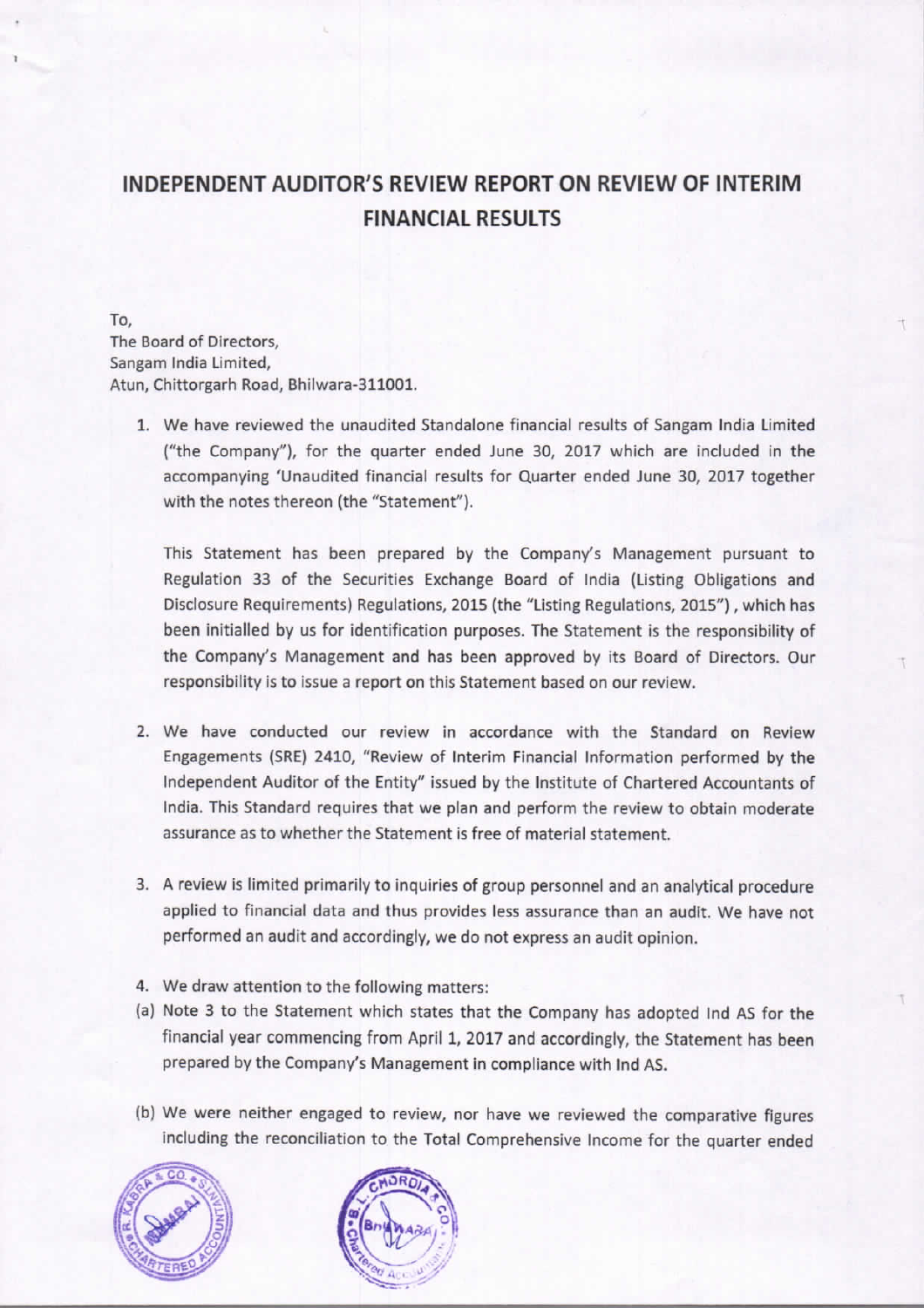# INDEPENDENT AUDITOR'S REVIEW REPORT ON REVIEW OF INTERIM FINANCIAL RESULTS

To,
The Board of Directors,
Sangam India Limited,
Atun, Chittorgarh Road, Bhilwara-311001.

1. We have reviewed the unaudited Standalone financial results of Sangam India Limited ("the Company"), for the quarter ended June 30, 2017 which are included in the accompanying 'Unaudited financial results for Quarter ended June 30, 2017 together with the notes thereon (the "Statement").

   This Statement has been prepared by the Company's Management pursuant to Regulation 33 of the Securities Exchange Board of India (Listing Obligations and Disclosure Requirements) Regulations, 2015 (the "Listing Regulations, 2015") , which has been initialled by us for identification purposes. The Statement is the responsibility of the Company's Management and has been approved by its Board of Directors. Our responsibility is to issue a report on this Statement based on our review.

2. We have conducted our review in accordance with the Standard on Review Engagements (SRE) 2410, "Review of Interim Financial Information performed by the Independent Auditor of the Entity" issued by the Institute of Chartered Accountants of India. This Standard requires that we plan and perform the review to obtain moderate assurance as to whether the Statement is free of material statement.

3. A review is limited primarily to inquiries of group personnel and an analytical procedure applied to financial data and thus provides less assurance than an audit. We have not performed an audit and accordingly, we do not express an audit opinion.

4. We draw attention to the following matters:

(a) Note 3 to the Statement which states that the Company has adopted Ind AS for the financial year commencing from April 1, 2017 and accordingly, the Statement has been prepared by the Company's Management in compliance with Ind AS.

(b) We were neither engaged to review, nor have we reviewed the comparative figures including the reconciliation to the Total Comprehensive Income for the quarter ended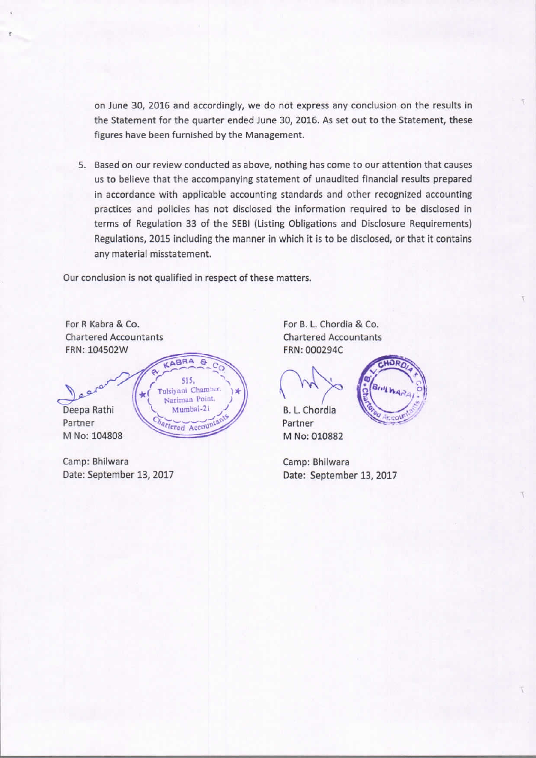on June 30, 2016 and accordingly, we do not express any conclusion on the results in the Statement for the quarter ended June 30, 2016. As set out to the Statement, these figures have been furnished by the Management.

5. Based on our review conducted as above, nothing has come to our attention that causes us to believe that the accompanying statement of unaudited financial results prepared in accordance with applicable accounting standards and other recognized accounting practices and policies has not disclosed the information required to be disclosed in terms of Regulation 33 of the SEBI (Listing Obligations and Disclosure Requirements) Regulations, 2015 including the manner in which it is to be disclosed, or that it contains any material misstatement.

Our conclusion is not qualified in respect of these matters.

For R Kabra & Co.
Chartered Accountants
FRN: 104502W

Deepa Rathi
Partner
M No: 104808

Camp: Bhilwara
Date: September 13, 2017

For B. L. Chordia & Co.
Chartered Accountants
FRN: 000294C

B. L. Chordia
Partner
M No: 010882

Camp: Bhilwara
Date: September 13, 2017